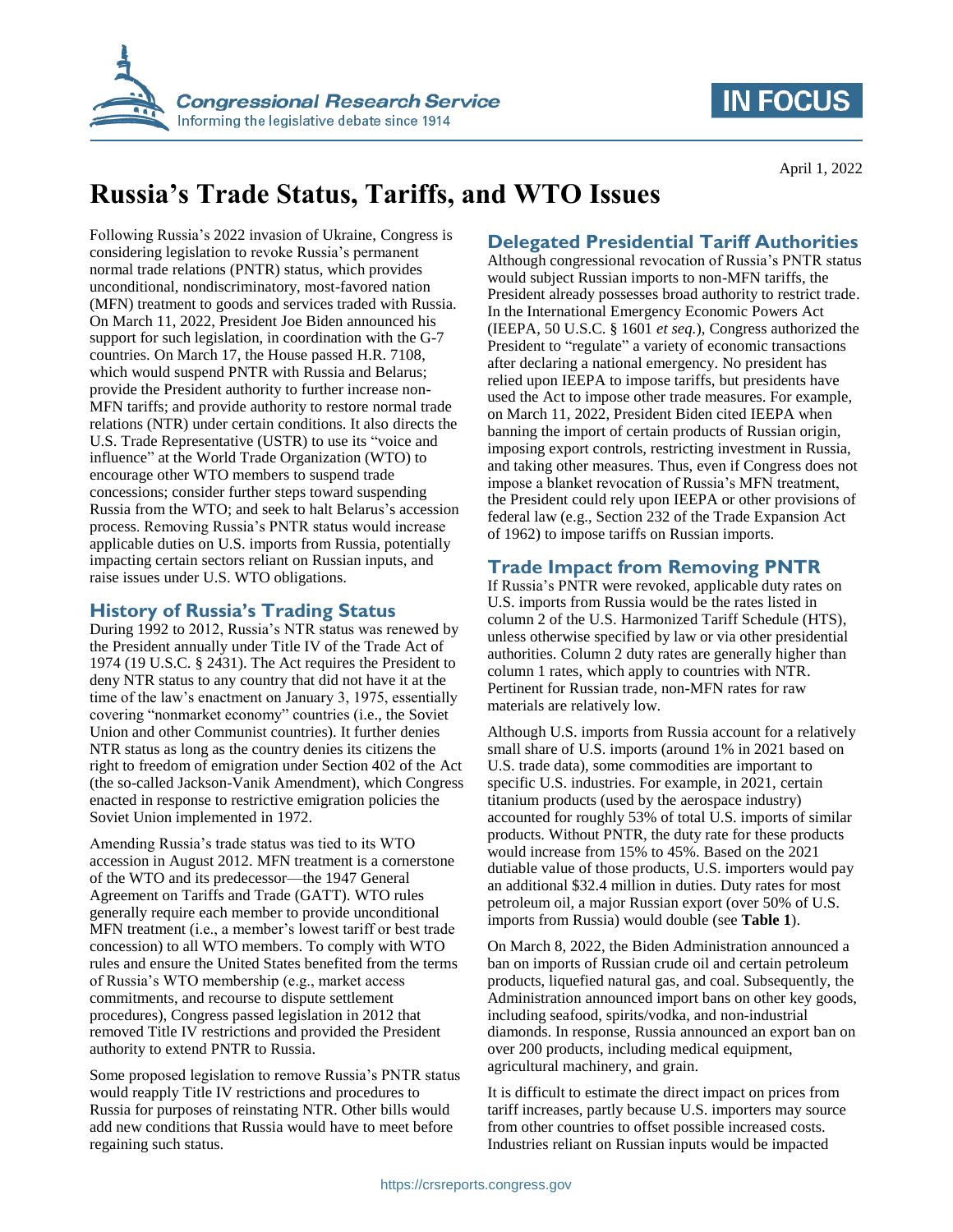April 1, 2022

# Russia's Trade Status, Tariffs, and WTO Issues

Following Russia's 2022 invasion of Ukraine, Congress is considering legislation to revoke Russia's permanent normal trade relations (PNTR) status, which provides unconditional, nondiscriminatory, most-favored nation (MFN) treatment to goods and services traded with Russia. On March 11, 2022, President Joe Biden announced his support for such legislation, in coordination with the G-7 countries. On March 17, the House passed H.R. 7108, which would suspend PNTR with Russia and Belarus; provide the President authority to further increase non-MFN tariffs; and provide authority to restore normal trade relations (NTR) under certain conditions. It also directs the U.S. Trade Representative (USTR) to use its "voice and influence" at the World Trade Organization (WTO) to encourage other WTO members to suspend trade concessions; consider further steps toward suspending Russia from the WTO; and seek to halt Belarus's accession process. Removing Russia's PNTR status would increase applicable duties on U.S. imports from Russia, potentially impacting certain sectors reliant on Russian inputs, and raise issues under U.S. WTO obligations.

## History of Russia's Trading Status

During 1992 to 2012, Russia's NTR status was renewed by the President annually under Title IV of the Trade Act of 1974 (19 U.S.C. § 2431). The Act requires the President to deny NTR status to any country that did not have it at the time of the law's enactment on January 3, 1975, essentially covering "nonmarket economy" countries (i.e., the Soviet Union and other Communist countries). It further denies NTR status as long as the country denies its citizens the right to freedom of emigration under Section 402 of the Act (the so-called Jackson-Vanik Amendment), which Congress enacted in response to restrictive emigration policies the Soviet Union implemented in 1972.

Amending Russia's trade status was tied to its WTO accession in August 2012. MFN treatment is a cornerstone of the WTO and its predecessor—the 1947 General Agreement on Tariffs and Trade (GATT). WTO rules generally require each member to provide unconditional MFN treatment (i.e., a member's lowest tariff or best trade concession) to all WTO members. To comply with WTO rules and ensure the United States benefited from the terms of Russia's WTO membership (e.g., market access commitments, and recourse to dispute settlement procedures), Congress passed legislation in 2012 that removed Title IV restrictions and provided the President authority to extend PNTR to Russia.

Some proposed legislation to remove Russia's PNTR status would reapply Title IV restrictions and procedures to Russia for purposes of reinstating NTR. Other bills would add new conditions that Russia would have to meet before regaining such status.

## Delegated Presidential Tariff Authorities

Although congressional revocation of Russia's PNTR status would subject Russian imports to non-MFN tariffs, the President already possesses broad authority to restrict trade. In the International Emergency Economic Powers Act (IEEPA, 50 U.S.C. § 1601 *et seq.*), Congress authorized the President to "regulate" a variety of economic transactions after declaring a national emergency. No president has relied upon IEEPA to impose tariffs, but presidents have used the Act to impose other trade measures. For example, on March 11, 2022, President Biden cited IEEPA when banning the import of certain products of Russian origin, imposing export controls, restricting investment in Russia, and taking other measures. Thus, even if Congress does not impose a blanket revocation of Russia's MFN treatment, the President could rely upon IEEPA or other provisions of federal law (e.g., Section 232 of the Trade Expansion Act of 1962) to impose tariffs on Russian imports.

## Trade Impact from Removing PNTR

If Russia's PNTR were revoked, applicable duty rates on U.S. imports from Russia would be the rates listed in column 2 of the U.S. Harmonized Tariff Schedule (HTS), unless otherwise specified by law or via other presidential authorities. Column 2 duty rates are generally higher than column 1 rates, which apply to countries with NTR. Pertinent for Russian trade, non-MFN rates for raw materials are relatively low.

Although U.S. imports from Russia account for a relatively small share of U.S. imports (around 1% in 2021 based on U.S. trade data), some commodities are important to specific U.S. industries. For example, in 2021, certain titanium products (used by the aerospace industry) accounted for roughly 53% of total U.S. imports of similar products. Without PNTR, the duty rate for these products would increase from 15% to 45%. Based on the 2021 dutiable value of those products, U.S. importers would pay an additional $32.4 million in duties. Duty rates for most petroleum oil, a major Russian export (over 50% of U.S. imports from Russia) would double (see **Table 1**).

On March 8, 2022, the Biden Administration announced a ban on imports of Russian crude oil and certain petroleum products, liquefied natural gas, and coal. Subsequently, the Administration announced import bans on other key goods, including seafood, spirits/vodka, and non-industrial diamonds. In response, Russia announced an export ban on over 200 products, including medical equipment, agricultural machinery, and grain.

It is difficult to estimate the direct impact on prices from tariff increases, partly because U.S. importers may source from other countries to offset possible increased costs. Industries reliant on Russian inputs would be impacted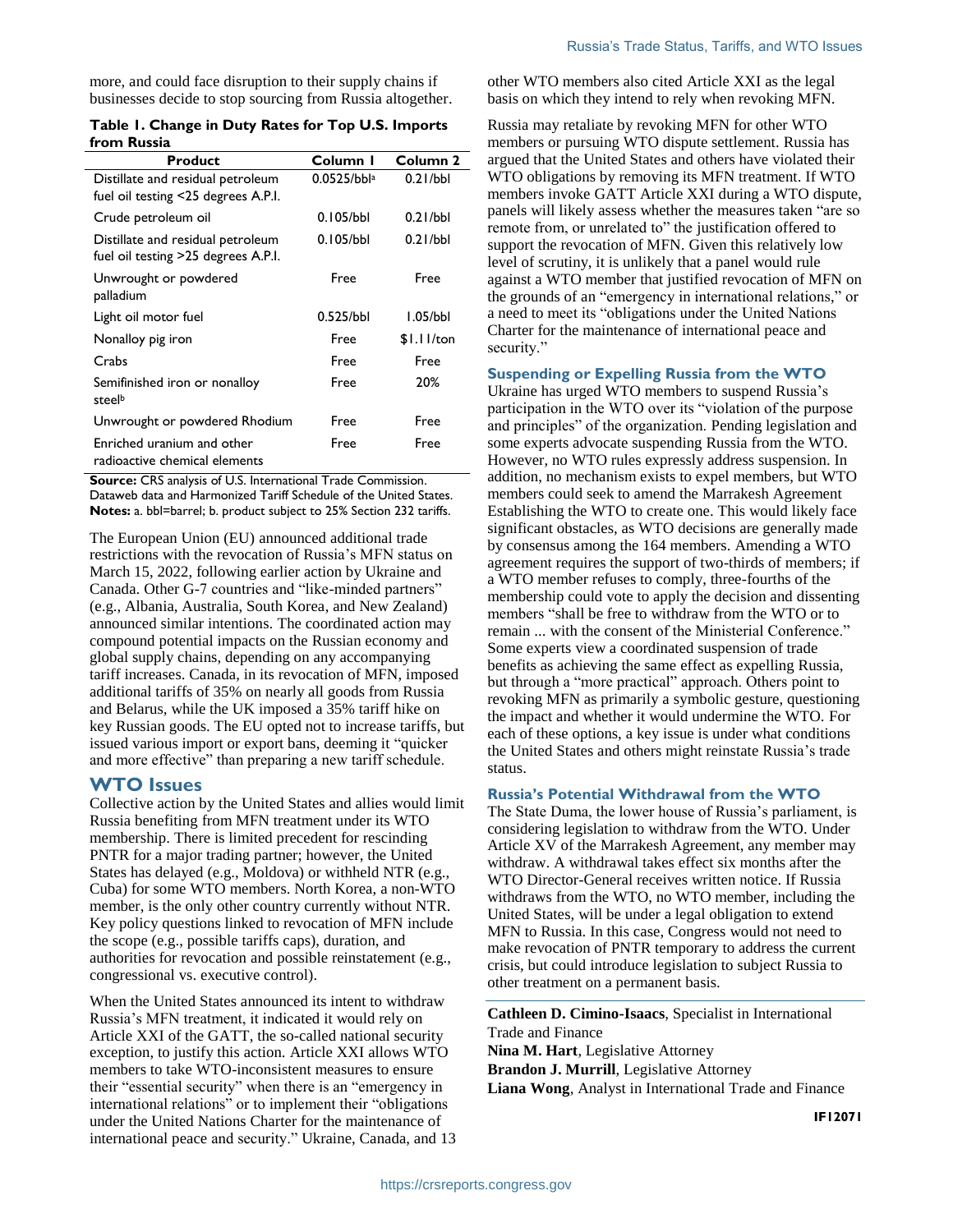more, and could face disruption to their supply chains if businesses decide to stop sourcing from Russia altogether.

**Table 1. Change in Duty Rates for Top U.S. Imports from Russia**

| Product | Column 1 | Column 2 |
| --- | --- | --- |
| Distillate and residual petroleum fuel oil testing <25 degrees A.P.I. | 0.0525/bbl[a] | 0.21/bbl |
| Crude petroleum oil | 0.105/bbl | 0.21/bbl |
| Distillate and residual petroleum fuel oil testing >25 degrees A.P.I. | 0.105/bbl | 0.21/bbl |
| Unwrought or powdered palladium | Free | Free |
| Light oil motor fuel | 0.525/bbl | 1.05/bbl |
| Nonalloy pig iron | Free | $1.11/ton |
| Crabs | Free | Free |
| Semifinished iron or nonalloy steel[b] | Free | 20% |
| Unwrought or powdered Rhodium | Free | Free |
| Enriched uranium and other radioactive chemical elements | Free | Free |

**Source:** CRS analysis of U.S. International Trade Commission. Dataweb data and Harmonized Tariff Schedule of the United States.
**Notes:** a. bbl=barrel; b. product subject to 25% Section 232 tariffs.

The European Union (EU) announced additional trade restrictions with the revocation of Russia's MFN status on March 15, 2022, following earlier action by Ukraine and Canada. Other G-7 countries and "like-minded partners" (e.g., Albania, Australia, South Korea, and New Zealand) announced similar intentions. The coordinated action may compound potential impacts on the Russian economy and global supply chains, depending on any accompanying tariff increases. Canada, in its revocation of MFN, imposed additional tariffs of 35% on nearly all goods from Russia and Belarus, while the UK imposed a 35% tariff hike on key Russian goods. The EU opted not to increase tariffs, but issued various import or export bans, deeming it "quicker and more effective" than preparing a new tariff schedule.

## WTO Issues

Collective action by the United States and allies would limit Russia benefiting from MFN treatment under its WTO membership. There is limited precedent for rescinding PNTR for a major trading partner; however, the United States has delayed (e.g., Moldova) or withheld NTR (e.g., Cuba) for some WTO members. North Korea, a non-WTO member, is the only other country currently without NTR. Key policy questions linked to revocation of MFN include the scope (e.g., possible tariffs caps), duration, and authorities for revocation and possible reinstatement (e.g., congressional vs. executive control).

When the United States announced its intent to withdraw Russia's MFN treatment, it indicated it would rely on Article XXI of the GATT, the so-called national security exception, to justify this action. Article XXI allows WTO members to take WTO-inconsistent measures to ensure their "essential security" when there is an "emergency in international relations" or to implement their "obligations under the United Nations Charter for the maintenance of international peace and security." Ukraine, Canada, and 13 other WTO members also cited Article XXI as the legal basis on which they intend to rely when revoking MFN.

Russia may retaliate by revoking MFN for other WTO members or pursuing WTO dispute settlement. Russia has argued that the United States and others have violated their WTO obligations by removing its MFN treatment. If WTO members invoke GATT Article XXI during a WTO dispute, panels will likely assess whether the measures taken "are so remote from, or unrelated to" the justification offered to support the revocation of MFN. Given this relatively low level of scrutiny, it is unlikely that a panel would rule against a WTO member that justified revocation of MFN on the grounds of an "emergency in international relations," or a need to meet its "obligations under the United Nations Charter for the maintenance of international peace and security."

### Suspending or Expelling Russia from the WTO

Ukraine has urged WTO members to suspend Russia's participation in the WTO over its "violation of the purpose and principles" of the organization. Pending legislation and some experts advocate suspending Russia from the WTO. However, no WTO rules expressly address suspension. In addition, no mechanism exists to expel members, but WTO members could seek to amend the Marrakesh Agreement Establishing the WTO to create one. This would likely face significant obstacles, as WTO decisions are generally made by consensus among the 164 members. Amending a WTO agreement requires the support of two-thirds of members; if a WTO member refuses to comply, three-fourths of the membership could vote to apply the decision and dissenting members "shall be free to withdraw from the WTO or to remain ... with the consent of the Ministerial Conference." Some experts view a coordinated suspension of trade benefits as achieving the same effect as expelling Russia, but through a "more practical" approach. Others point to revoking MFN as primarily a symbolic gesture, questioning the impact and whether it would undermine the WTO. For each of these options, a key issue is under what conditions the United States and others might reinstate Russia's trade status.

### Russia's Potential Withdrawal from the WTO

The State Duma, the lower house of Russia's parliament, is considering legislation to withdraw from the WTO. Under Article XV of the Marrakesh Agreement, any member may withdraw. A withdrawal takes effect six months after the WTO Director-General receives written notice. If Russia withdraws from the WTO, no WTO member, including the United States, will be under a legal obligation to extend MFN to Russia. In this case, Congress would not need to make revocation of PNTR temporary to address the current crisis, but could introduce legislation to subject Russia to other treatment on a permanent basis.

---

**Cathleen D. Cimino-Isaacs**, Specialist in International Trade and Finance
**Nina M. Hart**, Legislative Attorney
**Brandon J. Murrill**, Legislative Attorney
**Liana Wong**, Analyst in International Trade and Finance

IF12071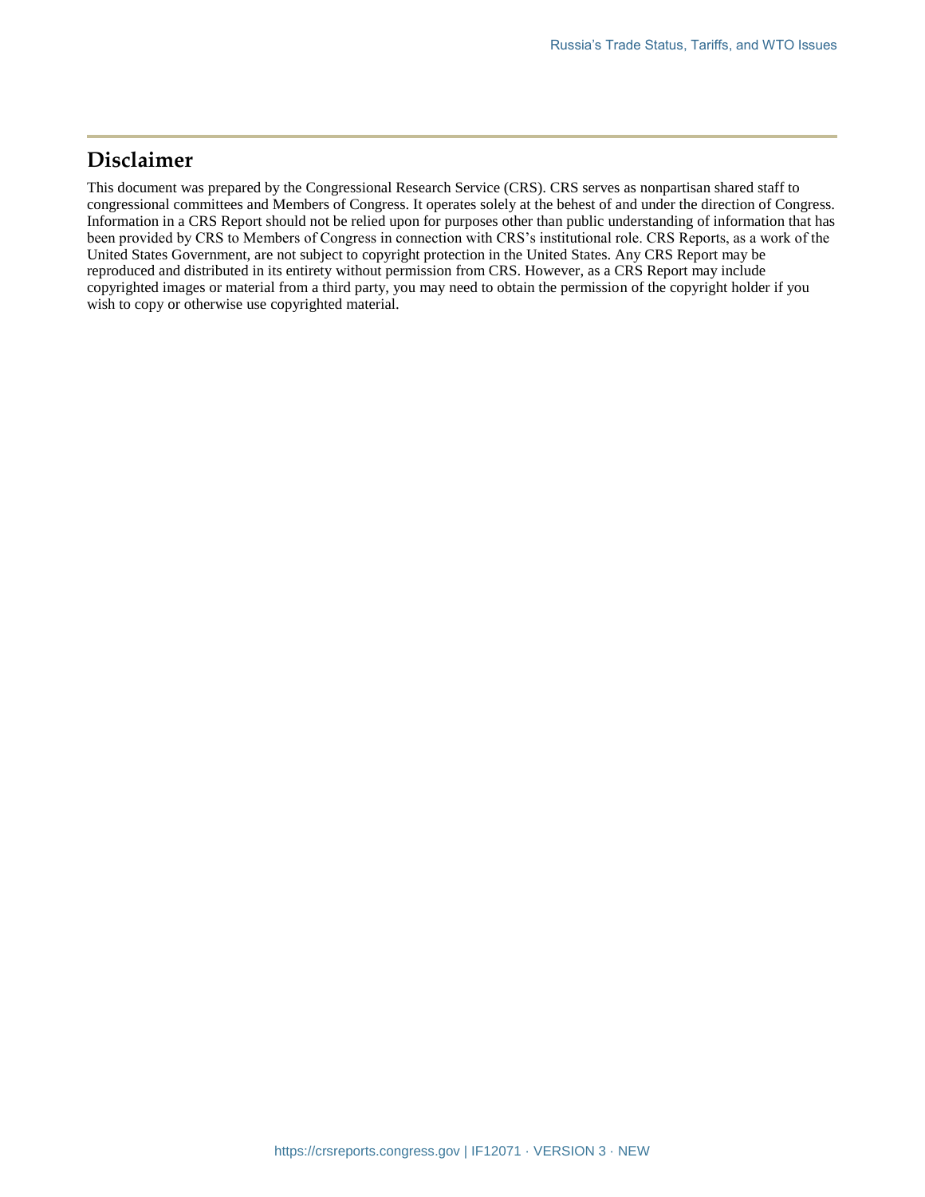## Disclaimer

This document was prepared by the Congressional Research Service (CRS). CRS serves as nonpartisan shared staff to congressional committees and Members of Congress. It operates solely at the behest of and under the direction of Congress. Information in a CRS Report should not be relied upon for purposes other than public understanding of information that has been provided by CRS to Members of Congress in connection with CRS's institutional role. CRS Reports, as a work of the United States Government, are not subject to copyright protection in the United States. Any CRS Report may be reproduced and distributed in its entirety without permission from CRS. However, as a CRS Report may include copyrighted images or material from a third party, you may need to obtain the permission of the copyright holder if you wish to copy or otherwise use copyrighted material.